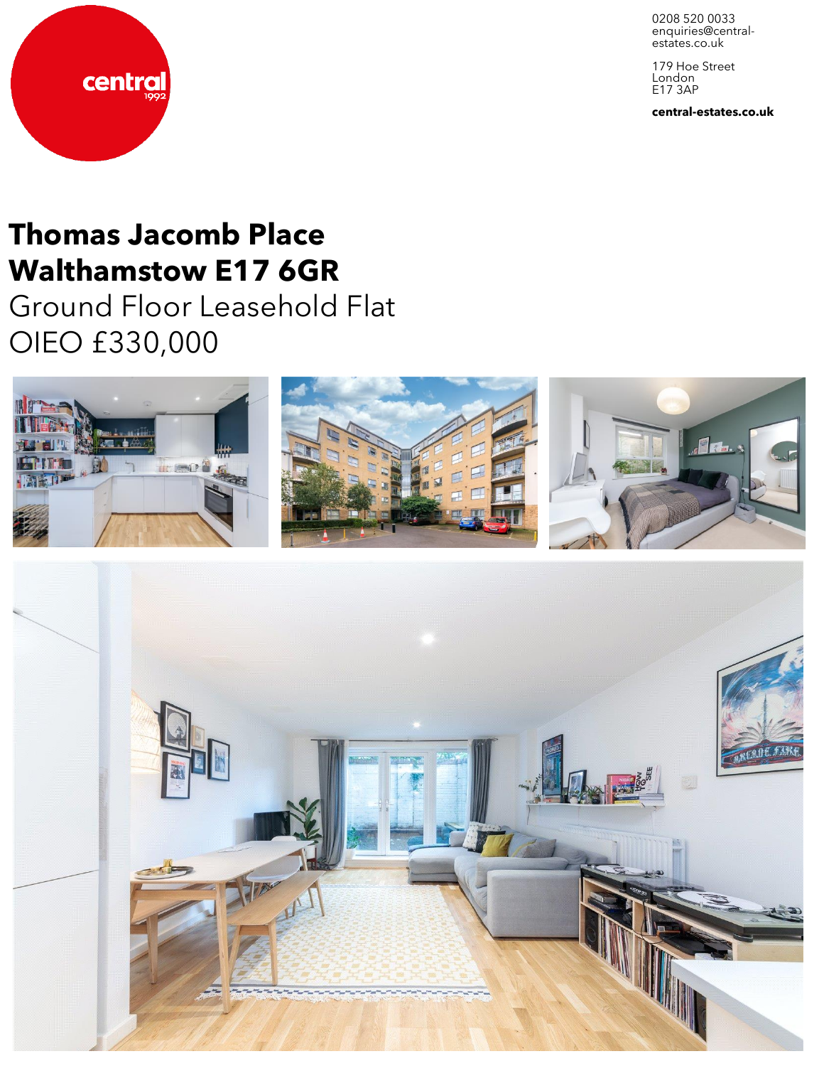central
1992

0208 520 0033
enquiries@central-estates.co.uk

179 Hoe Street
London
E17 3AP

**central-estates.co.uk**

# Thomas Jacomb Place
# Walthamstow E17 6GR

Ground Floor Leasehold Flat

OIEO £330,000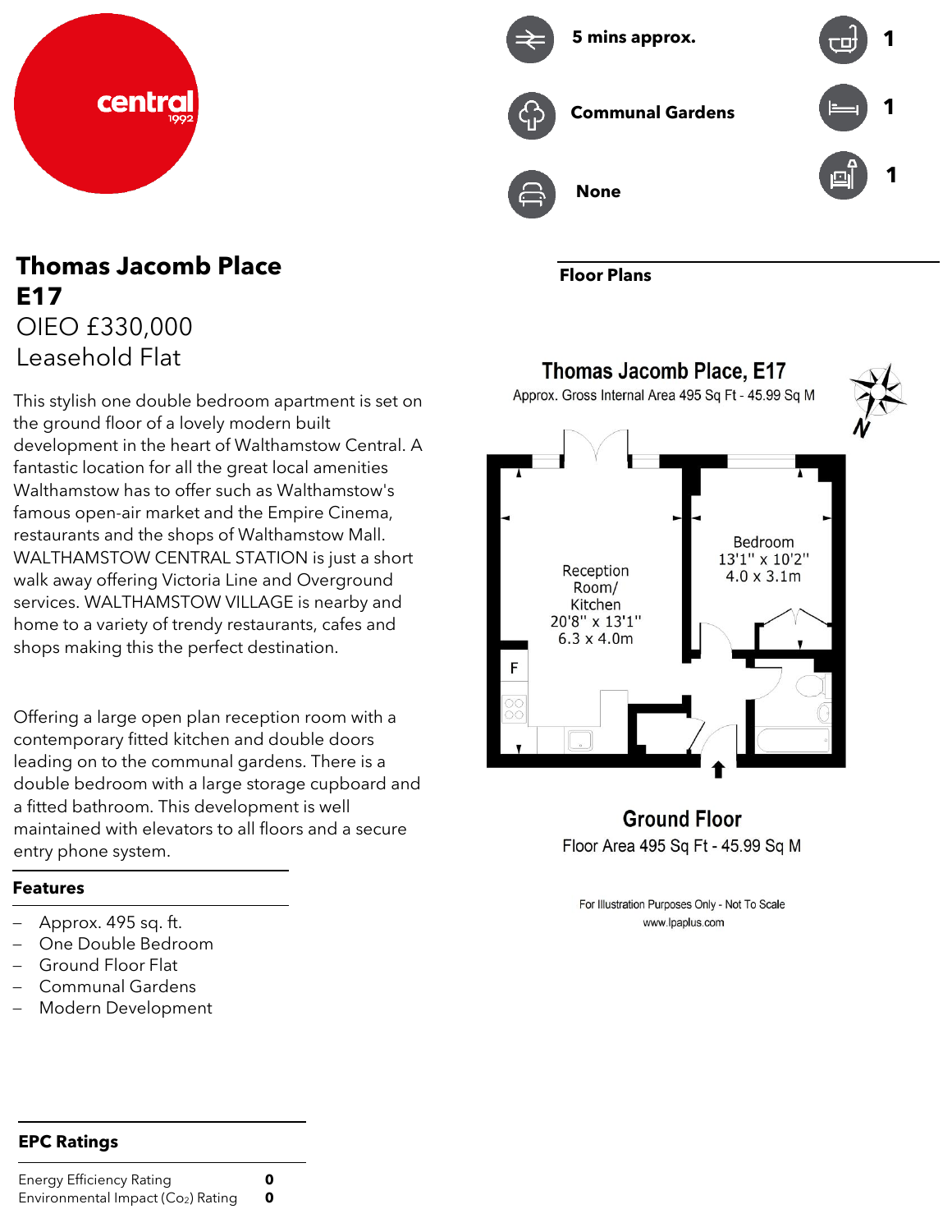central 1992

5 mins approx.

Communal Gardens

None

1

1

1

# Thomas Jacomb Place E17

OIEO £330,000

Leasehold Flat

This stylish one double bedroom apartment is set on the ground floor of a lovely modern built development in the heart of Walthamstow Central. A fantastic location for all the great local amenities Walthamstow has to offer such as Walthamstow's famous open-air market and the Empire Cinema, restaurants and the shops of Walthamstow Mall. WALTHAMSTOW CENTRAL STATION is just a short walk away offering Victoria Line and Overground services. WALTHAMSTOW VILLAGE is nearby and home to a variety of trendy restaurants, cafes and shops making this the perfect destination.

Offering a large open plan reception room with a contemporary fitted kitchen and double doors leading on to the communal gardens. There is a double bedroom with a large storage cupboard and a fitted bathroom. This development is well maintained with elevators to all floors and a secure entry phone system.

## Features

- Approx. 495 sq. ft.
- One Double Bedroom
- Ground Floor Flat
- Communal Gardens
- Modern Development

## Floor Plans

Thomas Jacomb Place, E17

Approx. Gross Internal Area 495 Sq Ft - 45.99 Sq M

N

Reception Room/ Kitchen
20'8" x 13'1"
6.3 x 4.0m

Bedroom
13'1" x 10'2"
4.0 x 3.1m

F

Ground Floor

Floor Area 495 Sq Ft - 45.99 Sq M

For Illustration Purposes Only - Not To Scale

www.lpaplus.com

## EPC Ratings

| | |
|---|---|
| Energy Efficiency Rating | 0 |
| Environmental Impact ($CO_2$) Rating | 0 |